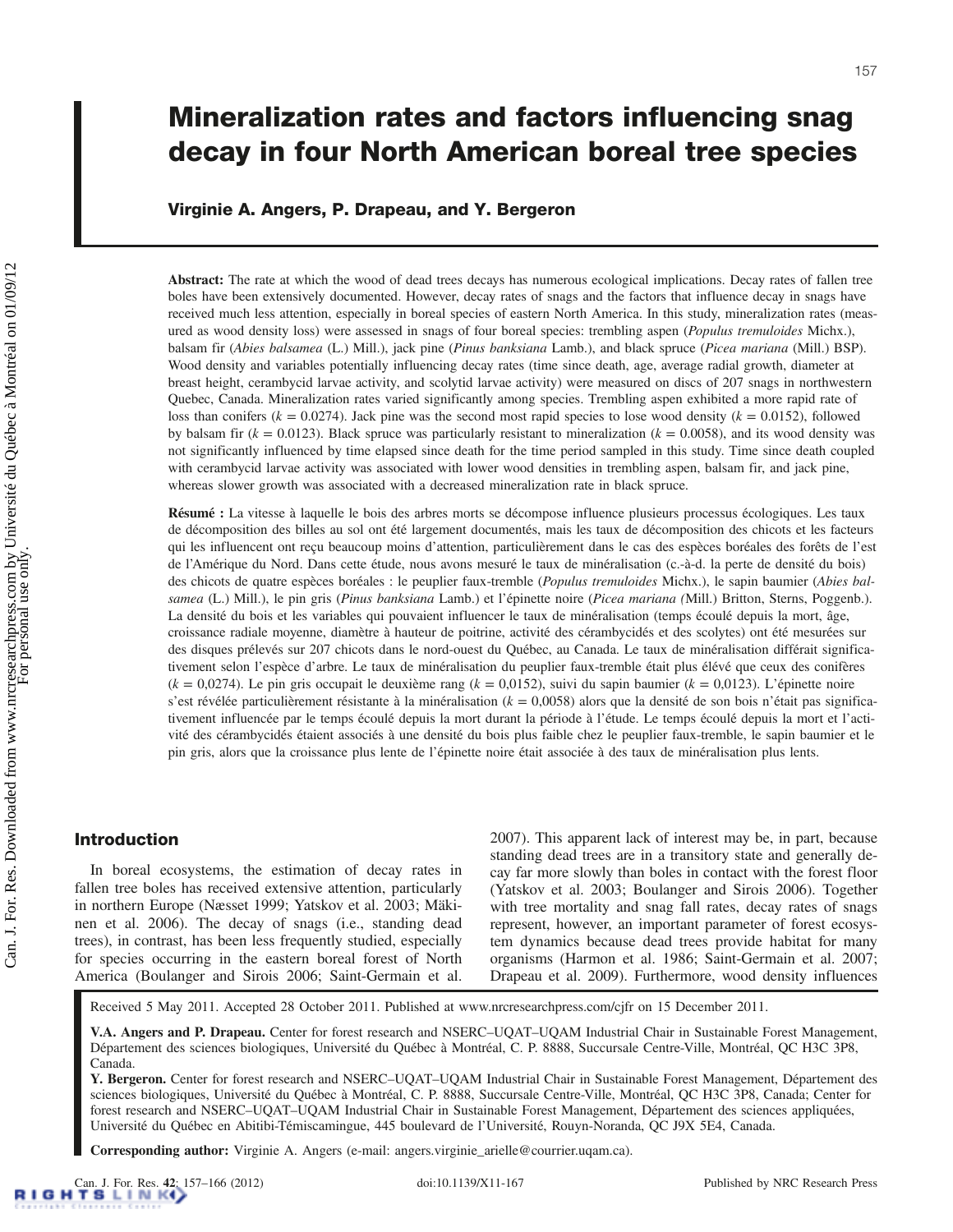# Mineralization rates and factors influencing snag decay in four North American boreal tree species

**Virginie A. Angers, P. Drapeau, and Y. Bergeron**

**Abstract:** The rate at which the wood of dead trees decays has numerous ecological implications. Decay rates of fallen tree boles have been extensively documented. However, decay rates of snags and the factors that influence decay in snags have received much less attention, especially in boreal species of eastern North America. In this study, mineralization rates (measured as wood density loss) were assessed in snags of four boreal species: trembling aspen (*Populus tremuloides* Michx.), balsam fir (*Abies balsamea* (L.) Mill.), jack pine (*Pinus banksiana* Lamb.), and black spruce (*Picea mariana* (Mill.) BSP). Wood density and variables potentially influencing decay rates (time since death, age, average radial growth, diameter at breast height, cerambycid larvae activity, and scolytid larvae activity) were measured on discs of 207 snags in northwestern Quebec, Canada. Mineralization rates varied significantly among species. Trembling aspen exhibited a more rapid rate of loss than conifers ($k = 0.0274$). Jack pine was the second most rapid species to lose wood density ($k = 0.0152$), followed by balsam fir ($k = 0.0123$). Black spruce was particularly resistant to mineralization ($k = 0.0058$), and its wood density was not significantly influenced by time elapsed since death for the time period sampled in this study. Time since death coupled with cerambycid larvae activity was associated with lower wood densities in trembling aspen, balsam fir, and jack pine, whereas slower growth was associated with a decreased mineralization rate in black spruce.

**Résumé :** La vitesse à laquelle le bois des arbres morts se décompose influence plusieurs processus écologiques. Les taux de décomposition des billes au sol ont été largement documentés, mais les taux de décomposition des chicots et les facteurs qui les influencent ont reçu beaucoup moins d'attention, particulièrement dans le cas des espèces boréales des forêts de l'est de l'Amérique du Nord. Dans cette étude, nous avons mesuré le taux de minéralisation (c.-à-d. la perte de densité du bois) des chicots de quatre espèces boréales : le peuplier faux-tremble (*Populus tremuloides* Michx.), le sapin baumier (*Abies balsamea* (L.) Mill.), le pin gris (*Pinus banksiana* Lamb.) et l'épinette noire (*Picea mariana (*Mill.) Britton, Sterns, Poggenb.). La densité du bois et les variables qui pouvaient influencer le taux de minéralisation (temps écoulé depuis la mort, âge, croissance radiale moyenne, diamètre à hauteur de poitrine, activité des cérambycidés et des scolytes) ont été mesurées sur des disques prélevés sur 207 chicots dans le nord-ouest du Québec, au Canada. Le taux de minéralisation différait significativement selon l'espèce d'arbre. Le taux de minéralisation du peuplier faux-tremble était plus élévé que ceux des conifères ($k = 0{,}0274$). Le pin gris occupait le deuxième rang ($k = 0{,}0152$), suivi du sapin baumier ($k = 0{,}0123$). L'épinette noire s'est révélée particulièrement résistante à la minéralisation ($k = 0{,}0058$) alors que la densité de son bois n'était pas significativement influencée par le temps écoulé depuis la mort durant la période à l'étude. Le temps écoulé depuis la mort et l'activité des cérambycidés étaient associés à une densité du bois plus faible chez le peuplier faux-tremble, le sapin baumier et le pin gris, alors que la croissance plus lente de l'épinette noire était associée à des taux de minéralisation plus lents.

## Introduction

In boreal ecosystems, the estimation of decay rates in fallen tree boles has received extensive attention, particularly in northern Europe (Næsset 1999; Yatskov et al. 2003; Mäkinen et al. 2006). The decay of snags (i.e., standing dead trees), in contrast, has been less frequently studied, especially for species occurring in the eastern boreal forest of North America (Boulanger and Sirois 2006; Saint-Germain et al. 2007). This apparent lack of interest may be, in part, because standing dead trees are in a transitory state and generally decay far more slowly than boles in contact with the forest floor (Yatskov et al. 2003; Boulanger and Sirois 2006). Together with tree mortality and snag fall rates, decay rates of snags represent, however, an important parameter of forest ecosystem dynamics because dead trees provide habitat for many organisms (Harmon et al. 1986; Saint-Germain et al. 2007; Drapeau et al. 2009). Furthermore, wood density influences

Received 5 May 2011. Accepted 28 October 2011. Published at www.nrcresearchpress.com/cjfr on 15 December 2011.

**V.A. Angers and P. Drapeau.** Center for forest research and NSERC–UQAT–UQAM Industrial Chair in Sustainable Forest Management, Département des sciences biologiques, Université du Québec à Montréal, C. P. 8888, Succursale Centre-Ville, Montréal, QC H3C 3P8, Canada.

**Y. Bergeron.** Center for forest research and NSERC–UQAT–UQAM Industrial Chair in Sustainable Forest Management, Département des sciences biologiques, Université du Québec à Montréal, C. P. 8888, Succursale Centre-Ville, Montréal, QC H3C 3P8, Canada; Center for forest research and NSERC–UQAT–UQAM Industrial Chair in Sustainable Forest Management, Département des sciences appliquées, Université du Québec en Abitibi-Témiscamingue, 445 boulevard de l'Université, Rouyn-Noranda, QC J9X 5E4, Canada.

**Corresponding author:** Virginie A. Angers (e-mail: angers.virginie_arielle@courrier.uqam.ca).

doi:10.1139/X11-167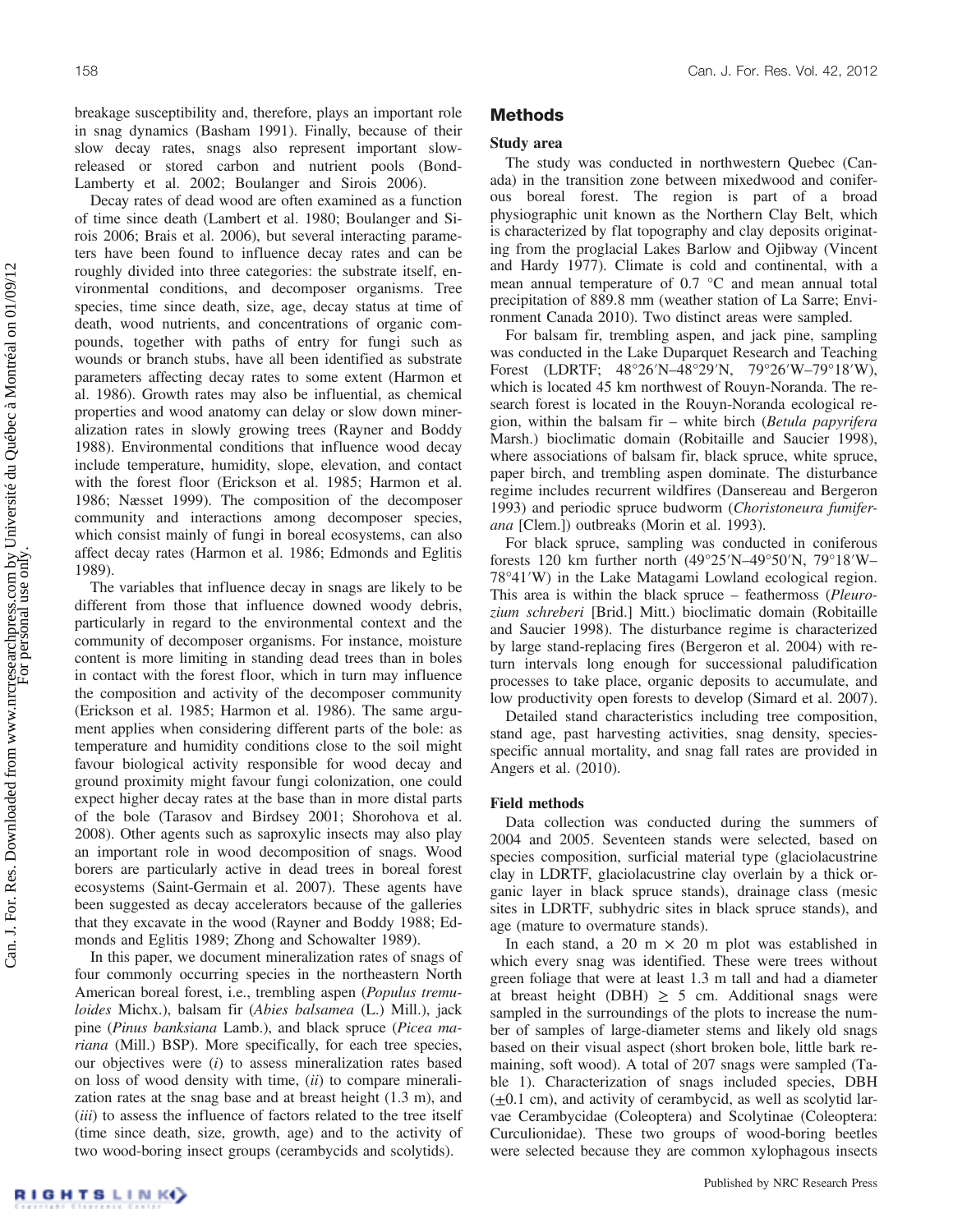breakage susceptibility and, therefore, plays an important role in snag dynamics (Basham 1991). Finally, because of their slow decay rates, snags also represent important slow-released or stored carbon and nutrient pools (Bond-Lamberty et al. 2002; Boulanger and Sirois 2006).

Decay rates of dead wood are often examined as a function of time since death (Lambert et al. 1980; Boulanger and Sirois 2006; Brais et al. 2006), but several interacting parameters have been found to influence decay rates and can be roughly divided into three categories: the substrate itself, environmental conditions, and decomposer organisms. Tree species, time since death, size, age, decay status at time of death, wood nutrients, and concentrations of organic compounds, together with paths of entry for fungi such as wounds or branch stubs, have all been identified as substrate parameters affecting decay rates to some extent (Harmon et al. 1986). Growth rates may also be influential, as chemical properties and wood anatomy can delay or slow down mineralization rates in slowly growing trees (Rayner and Boddy 1988). Environmental conditions that influence wood decay include temperature, humidity, slope, elevation, and contact with the forest floor (Erickson et al. 1985; Harmon et al. 1986; Næsset 1999). The composition of the decomposer community and interactions among decomposer species, which consist mainly of fungi in boreal ecosystems, can also affect decay rates (Harmon et al. 1986; Edmonds and Eglitis 1989).

The variables that influence decay in snags are likely to be different from those that influence downed woody debris, particularly in regard to the environmental context and the community of decomposer organisms. For instance, moisture content is more limiting in standing dead trees than in boles in contact with the forest floor, which in turn may influence the composition and activity of the decomposer community (Erickson et al. 1985; Harmon et al. 1986). The same argument applies when considering different parts of the bole: as temperature and humidity conditions close to the soil might favour biological activity responsible for wood decay and ground proximity might favour fungi colonization, one could expect higher decay rates at the base than in more distal parts of the bole (Tarasov and Birdsey 2001; Shorohova et al. 2008). Other agents such as saproxylic insects may also play an important role in wood decomposition of snags. Wood borers are particularly active in dead trees in boreal forest ecosystems (Saint-Germain et al. 2007). These agents have been suggested as decay accelerators because of the galleries that they excavate in the wood (Rayner and Boddy 1988; Edmonds and Eglitis 1989; Zhong and Schowalter 1989).

In this paper, we document mineralization rates of snags of four commonly occurring species in the northeastern North American boreal forest, i.e., trembling aspen (*Populus tremuloides* Michx.), balsam fir (*Abies balsamea* (L.) Mill.), jack pine (*Pinus banksiana* Lamb.), and black spruce (*Picea mariana* (Mill.) BSP). More specifically, for each tree species, our objectives were (*i*) to assess mineralization rates based on loss of wood density with time, (*ii*) to compare mineralization rates at the snag base and at breast height (1.3 m), and (*iii*) to assess the influence of factors related to the tree itself (time since death, size, growth, age) and to the activity of two wood-boring insect groups (cerambycids and scolytids).

## Methods

### Study area

The study was conducted in northwestern Quebec (Canada) in the transition zone between mixedwood and coniferous boreal forest. The region is part of a broad physiographic unit known as the Northern Clay Belt, which is characterized by flat topography and clay deposits originating from the proglacial Lakes Barlow and Ojibway (Vincent and Hardy 1977). Climate is cold and continental, with a mean annual temperature of 0.7 °C and mean annual total precipitation of 889.8 mm (weather station of La Sarre; Environment Canada 2010). Two distinct areas were sampled.

For balsam fir, trembling aspen, and jack pine, sampling was conducted in the Lake Duparquet Research and Teaching Forest (LDRTF; 48°26′N–48°29′N, 79°26′W–79°18′W), which is located 45 km northwest of Rouyn-Noranda. The research forest is located in the Rouyn-Noranda ecological region, within the balsam fir – white birch (*Betula papyrifera* Marsh.) bioclimatic domain (Robitaille and Saucier 1998), where associations of balsam fir, black spruce, white spruce, paper birch, and trembling aspen dominate. The disturbance regime includes recurrent wildfires (Dansereau and Bergeron 1993) and periodic spruce budworm (*Choristoneura fumiferana* [Clem.]) outbreaks (Morin et al. 1993).

For black spruce, sampling was conducted in coniferous forests 120 km further north (49°25′N–49°50′N, 79°18′W–78°41′W) in the Lake Matagami Lowland ecological region. This area is within the black spruce – feathermoss (*Pleurozium schreberi* [Brid.] Mitt.) bioclimatic domain (Robitaille and Saucier 1998). The disturbance regime is characterized by large stand-replacing fires (Bergeron et al. 2004) with return intervals long enough for successional paludification processes to take place, organic deposits to accumulate, and low productivity open forests to develop (Simard et al. 2007).

Detailed stand characteristics including tree composition, stand age, past harvesting activities, snag density, species-specific annual mortality, and snag fall rates are provided in Angers et al. (2010).

### Field methods

Data collection was conducted during the summers of 2004 and 2005. Seventeen stands were selected, based on species composition, surficial material type (glaciolacustrine clay in LDRTF, glaciolacustrine clay overlain by a thick organic layer in black spruce stands), drainage class (mesic sites in LDRTF, subhydric sites in black spruce stands), and age (mature to overmature stands).

In each stand, a 20 m × 20 m plot was established in which every snag was identified. These were trees without green foliage that were at least 1.3 m tall and had a diameter at breast height (DBH) ≥ 5 cm. Additional snags were sampled in the surroundings of the plots to increase the number of samples of large-diameter stems and likely old snags based on their visual aspect (short broken bole, little bark remaining, soft wood). A total of 207 snags were sampled (Table 1). Characterization of snags included species, DBH (±0.1 cm), and activity of cerambycid, as well as scolytid larvae Cerambycidae (Coleoptera) and Scolytinae (Coleoptera: Curculionidae). These two groups of wood-boring beetles were selected because they are common xylophagous insects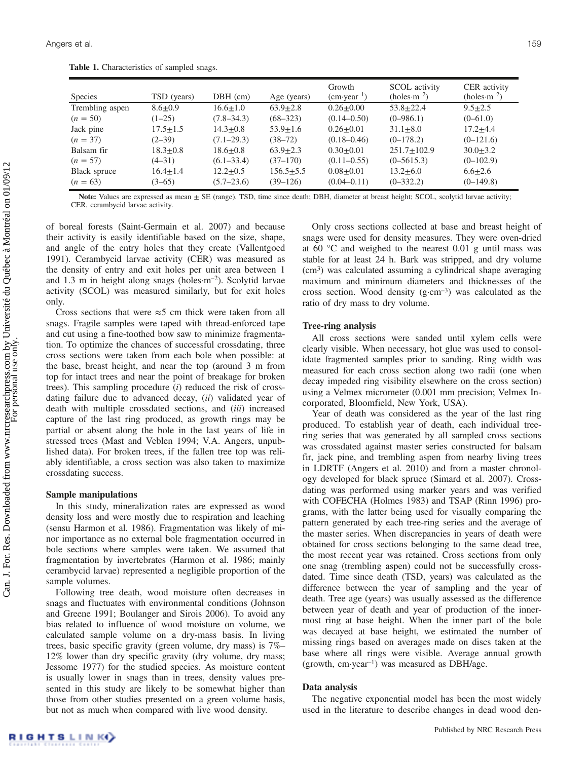**Table 1.** Characteristics of sampled snags.

| Species | TSD (years) | DBH (cm) | Age (years) | Growth (cm·year$^{-1}$) | SCOL activity (holes·m$^{-2}$) | CER activity (holes·m$^{-2}$) |
|---|---|---|---|---|---|---|
| Trembling aspen | 8.6±0.9 | 16.6±1.0 | 63.9±2.8 | 0.26±0.00 | 53.8±22.4 | 9.5±2.5 |
| ($n$ = 50) | (1–25) | (7.8–34.3) | (68–323) | (0.14–0.50) | (0–986.1) | (0–61.0) |
| Jack pine | 17.5±1.5 | 14.3±0.8 | 53.9±1.6 | 0.26±0.01 | 31.1±8.0 | 17.2±4.4 |
| ($n$ = 37) | (2–39) | (7.1–29.3) | (38–72) | (0.18–0.46) | (0–178.2) | (0–121.6) |
| Balsam fir | 18.3±0.8 | 18.6±0.8 | 63.9±2.3 | 0.30±0.01 | 251.7±102.9 | 30.0±3.2 |
| ($n$ = 57) | (4–31) | (6.1–33.4) | (37–170) | (0.11–0.55) | (0–5615.3) | (0–102.9) |
| Black spruce | 16.4±1.4 | 12.2±0.5 | 156.5±5.5 | 0.08±0.01 | 13.2±6.0 | 6.6±2.6 |
| ($n$ = 63) | (3–65) | (5.7–23.6) | (39–126) | (0.04–0.11) | (0–332.2) | (0–149.8) |

**Note:** Values are expressed as mean ± SE (range). TSD, time since death; DBH, diameter at breast height; SCOL, scolytid larvae activity; CER, cerambycid larvae activity.

of boreal forests (Saint-Germain et al. 2007) and because their activity is easily identifiable based on the size, shape, and angle of the entry holes that they create (Vallentgoed 1991). Cerambycid larvae activity (CER) was measured as the density of entry and exit holes per unit area between 1 and 1.3 m in height along snags (holes·m$^{-2}$). Scolytid larvae activity (SCOL) was measured similarly, but for exit holes only.

Cross sections that were ≈5 cm thick were taken from all snags. Fragile samples were taped with thread-enforced tape and cut using a fine-toothed bow saw to minimize fragmentation. To optimize the chances of successful crossdating, three cross sections were taken from each bole when possible: at the base, breast height, and near the top (around 3 m from top for intact trees and near the point of breakage for broken trees). This sampling procedure (*i*) reduced the risk of crossdating failure due to advanced decay, (*ii*) validated year of death with multiple crossdated sections, and (*iii*) increased capture of the last ring produced, as growth rings may be partial or absent along the bole in the last years of life in stressed trees (Mast and Veblen 1994; V.A. Angers, unpublished data). For broken trees, if the fallen tree top was reliably identifiable, a cross section was also taken to maximize crossdating success.

### Sample manipulations

In this study, mineralization rates are expressed as wood density loss and were mostly due to respiration and leaching (sensu Harmon et al. 1986). Fragmentation was likely of minor importance as no external bole fragmentation occurred in bole sections where samples were taken. We assumed that fragmentation by invertebrates (Harmon et al. 1986; mainly cerambycid larvae) represented a negligible proportion of the sample volumes.

Following tree death, wood moisture often decreases in snags and fluctuates with environmental conditions (Johnson and Greene 1991; Boulanger and Sirois 2006). To avoid any bias related to influence of wood moisture on volume, we calculated sample volume on a dry-mass basis. In living trees, basic specific gravity (green volume, dry mass) is 7%–12% lower than dry specific gravity (dry volume, dry mass; Jessome 1977) for the studied species. As moisture content is usually lower in snags than in trees, density values presented in this study are likely to be somewhat higher than those from other studies presented on a green volume basis, but not as much when compared with live wood density.

Only cross sections collected at base and breast height of snags were used for density measures. They were oven-dried at 60 °C and weighed to the nearest 0.01 g until mass was stable for at least 24 h. Bark was stripped, and dry volume (cm$^3$) was calculated assuming a cylindrical shape averaging maximum and minimum diameters and thicknesses of the cross section. Wood density (g·cm$^{-3}$) was calculated as the ratio of dry mass to dry volume.

### Tree-ring analysis

All cross sections were sanded until xylem cells were clearly visible. When necessary, hot glue was used to consolidate fragmented samples prior to sanding. Ring width was measured for each cross section along two radii (one when decay impeded ring visibility elsewhere on the cross section) using a Velmex micrometer (0.001 mm precision; Velmex Incorporated, Bloomfield, New York, USA).

Year of death was considered as the year of the last ring produced. To establish year of death, each individual tree-ring series that was generated by all sampled cross sections was crossdated against master series constructed for balsam fir, jack pine, and trembling aspen from nearby living trees in LDRTF (Angers et al. 2010) and from a master chronology developed for black spruce (Simard et al. 2007). Crossdating was performed using marker years and was verified with COFECHA (Holmes 1983) and TSAP (Rinn 1996) programs, with the latter being used for visually comparing the pattern generated by each tree-ring series and the average of the master series. When discrepancies in years of death were obtained for cross sections belonging to the same dead tree, the most recent year was retained. Cross sections from only one snag (trembling aspen) could not be successfully crossdated. Time since death (TSD, years) was calculated as the difference between the year of sampling and the year of death. Tree age (years) was usually assessed as the difference between year of death and year of production of the innermost ring at base height. When the inner part of the bole was decayed at base height, we estimated the number of missing rings based on averages made on discs taken at the base where all rings were visible. Average annual growth (growth, cm·year$^{-1}$) was measured as DBH/age.

### Data analysis

The negative exponential model has been the most widely used in the literature to describe changes in dead wood den-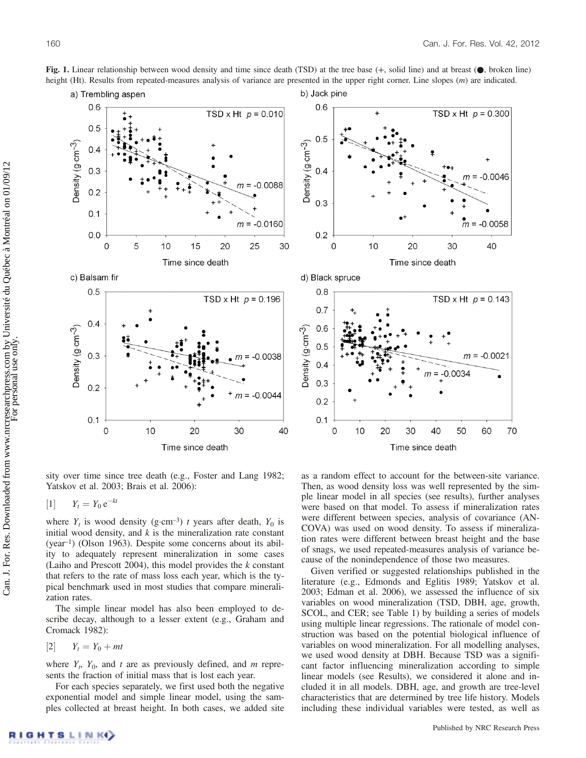**Fig. 1.** Linear relationship between wood density and time since death (TSD) at the tree base (+, solid line) and at breast (●, broken line) height (Ht). Results from repeated-measures analysis of variance are presented in the upper right corner. Line slopes ($m$) are indicated.

sity over time since tree death (e.g., Foster and Lang 1982; Yatskov et al. 2003; Brais et al. 2006):

$$[1] \quad Y_t = Y_0 \, e^{-kt}$$

where $Y_t$ is wood density (g·cm$^{-3}$) $t$ years after death, $Y_0$ is initial wood density, and $k$ is the mineralization rate constant (year$^{-1}$) (Olson 1963). Despite some concerns about its ability to adequately represent mineralization in some cases (Laiho and Prescott 2004), this model provides the $k$ constant that refers to the rate of mass loss each year, which is the typical benchmark used in most studies that compare mineralization rates.

The simple linear model has also been employed to describe decay, although to a lesser extent (e.g., Graham and Cromack 1982):

$$[2] \quad Y_t = Y_0 + mt$$

where $Y_t$, $Y_0$, and $t$ are as previously defined, and $m$ represents the fraction of initial mass that is lost each year.

For each species separately, we first used both the negative exponential model and simple linear model, using the samples collected at breast height. In both cases, we added site as a random effect to account for the between-site variance. Then, as wood density loss was well represented by the simple linear model in all species (see results), further analyses were based on that model. To assess if mineralization rates were different between species, analysis of covariance (ANCOVA) was used on wood density. To assess if mineralization rates were different between breast height and the base of snags, we used repeated-measures analysis of variance because of the nonindependence of those two measures.

Given verified or suggested relationships published in the literature (e.g., Edmonds and Eglitis 1989; Yatskov et al. 2003; Edman et al. 2006), we assessed the influence of six variables on wood mineralization (TSD, DBH, age, growth, SCOL, and CER; see Table 1) by building a series of models using multiple linear regressions. The rationale of model construction was based on the potential biological influence of variables on wood mineralization. For all modelling analyses, we used wood density at DBH. Because TSD was a significant factor influencing mineralization according to simple linear models (see Results), we considered it alone and included it in all models. DBH, age, and growth are tree-level characteristics that are determined by tree life history. Models including these individual variables were tested, as well as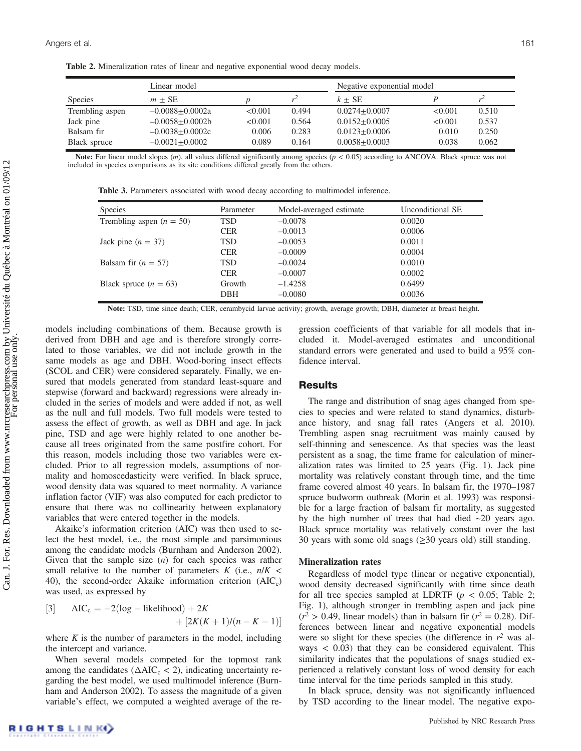**Table 2.** Mineralization rates of linear and negative exponential wood decay models.

| | Linear model | | | Negative exponential model | | |
|---|---|---|---|---|---|---|
| Species | $m \pm$ SE | $p$ | $r^2$ | $k \pm$ SE | $P$ | $r^2$ |
| Trembling aspen | –0.0088±0.0002a | <0.001 | 0.494 | 0.0274±0.0007 | <0.001 | 0.510 |
| Jack pine | –0.0058±0.0002b | <0.001 | 0.564 | 0.0152±0.0005 | <0.001 | 0.537 |
| Balsam fir | –0.0038±0.0002c | 0.006 | 0.283 | 0.0123±0.0006 | 0.010 | 0.250 |
| Black spruce | –0.0021±0.0002 | 0.089 | 0.164 | 0.0058±0.0003 | 0.038 | 0.062 |

**Note:** For linear model slopes ($m$), all values differed significantly among species ($p < 0.05$) according to ANCOVA. Black spruce was not included in species comparisons as its site conditions differed greatly from the others.

**Table 3.** Parameters associated with wood decay according to multimodel inference.

| Species | Parameter | Model-averaged estimate | Unconditional SE |
|---|---|---|---|
| Trembling aspen ($n$ = 50) | TSD | –0.0078 | 0.0020 |
| | CER | –0.0013 | 0.0006 |
| Jack pine ($n$ = 37) | TSD | –0.0053 | 0.0011 |
| | CER | –0.0009 | 0.0004 |
| Balsam fir ($n$ = 57) | TSD | –0.0024 | 0.0010 |
| | CER | –0.0007 | 0.0002 |
| Black spruce ($n$ = 63) | Growth | –1.4258 | 0.6499 |
| | DBH | –0.0080 | 0.0036 |

**Note:** TSD, time since death; CER, cerambycid larvae activity; growth, average growth; DBH, diameter at breast height.

models including combinations of them. Because growth is derived from DBH and age and is therefore strongly correlated to those variables, we did not include growth in the same models as age and DBH. Wood-boring insect effects (SCOL and CER) were considered separately. Finally, we ensured that models generated from standard least-square and stepwise (forward and backward) regressions were already included in the series of models and were added if not, as well as the null and full models. Two full models were tested to assess the effect of growth, as well as DBH and age. In jack pine, TSD and age were highly related to one another because all trees originated from the same postfire cohort. For this reason, models including those two variables were excluded. Prior to all regression models, assumptions of normality and homoscedasticity were verified. In black spruce, wood density data was squared to meet normality. A variance inflation factor (VIF) was also computed for each predictor to ensure that there was no collinearity between explanatory variables that were entered together in the models.

Akaike's information criterion (AIC) was then used to select the best model, i.e., the most simple and parsimonious among the candidate models (Burnham and Anderson 2002). Given that the sample size ($n$) for each species was rather small relative to the number of parameters $K$ (i.e., $n/K < 40$), the second-order Akaike information criterion ($AIC_c$) was used, as expressed by

$$[3] \quad AIC_c = -2(\log - \text{likelihood}) + 2K + [2K(K+1)/(n-K-1)]$$

where $K$ is the number of parameters in the model, including the intercept and variance.

When several models competed for the topmost rank among the candidates ($\Delta AIC_c < 2$), indicating uncertainty regarding the best model, we used multimodel inference (Burnham and Anderson 2002). To assess the magnitude of a given variable's effect, we computed a weighted average of the regression coefficients of that variable for all models that included it. Model-averaged estimates and unconditional standard errors were generated and used to build a 95% confidence interval.

## Results

The range and distribution of snag ages changed from species to species and were related to stand dynamics, disturbance history, and snag fall rates (Angers et al. 2010). Trembling aspen snag recruitment was mainly caused by self-thinning and senescence. As that species was the least persistent as a snag, the time frame for calculation of mineralization rates was limited to 25 years (Fig. 1). Jack pine mortality was relatively constant through time, and the time frame covered almost 40 years. In balsam fir, the 1970–1987 spruce budworm outbreak (Morin et al. 1993) was responsible for a large fraction of balsam fir mortality, as suggested by the high number of trees that had died ~20 years ago. Black spruce mortality was relatively constant over the last 30 years with some old snags (≥30 years old) still standing.

### Mineralization rates

Regardless of model type (linear or negative exponential), wood density decreased significantly with time since death for all tree species sampled at LDRTF ($p < 0.05$; Table 2; Fig. 1), although stronger in trembling aspen and jack pine ($r^2 > 0.49$, linear models) than in balsam fir ($r^2 = 0.28$). Differences between linear and negative exponential models were so slight for these species (the difference in $r^2$ was always $< 0.03$) that they can be considered equivalent. This similarity indicates that the populations of snags studied experienced a relatively constant loss of wood density for each time interval for the time periods sampled in this study.

In black spruce, density was not significantly influenced by TSD according to the linear model. The negative expo-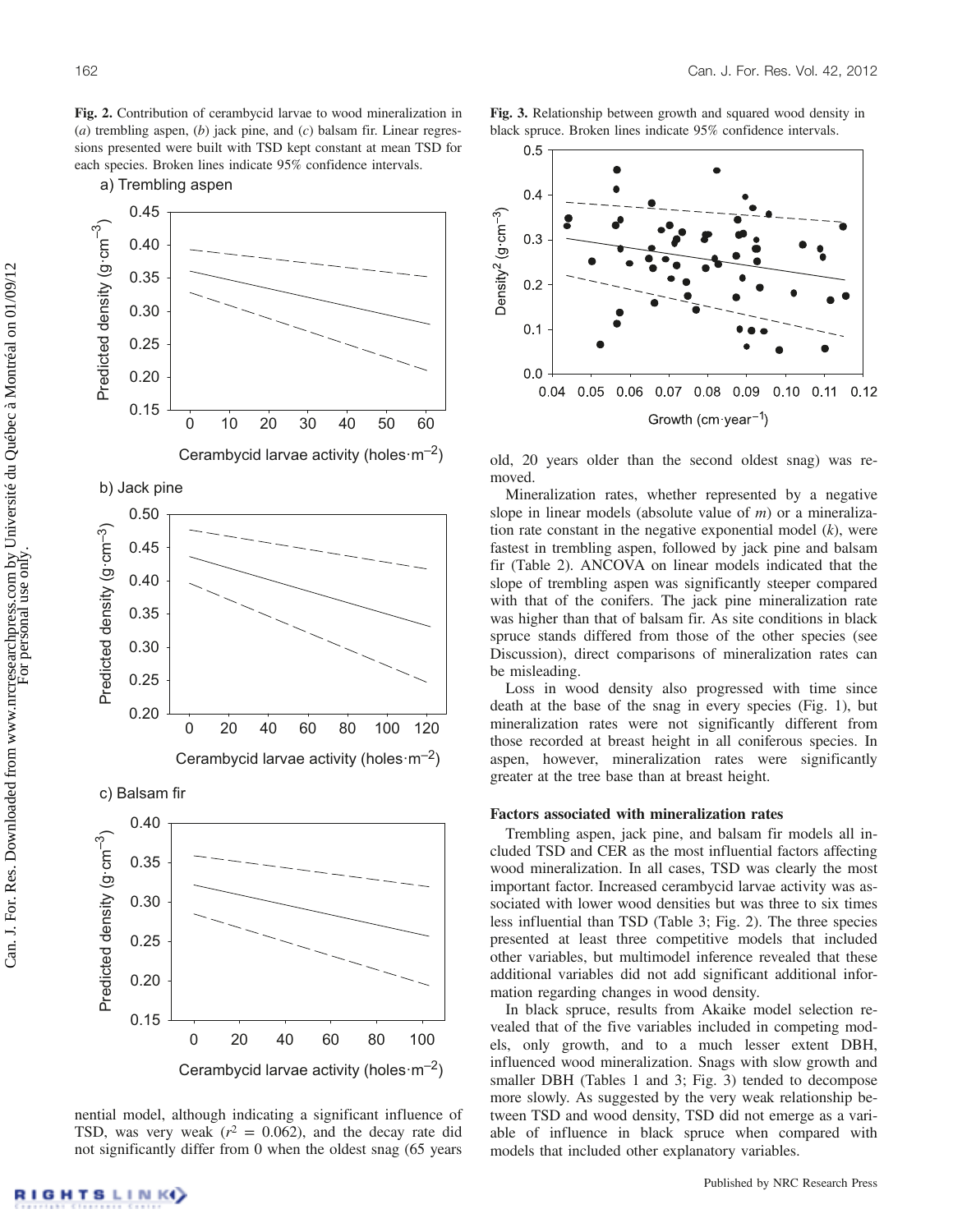**Fig. 2.** Contribution of cerambycid larvae to wood mineralization in (*a*) trembling aspen, (*b*) jack pine, and (*c*) balsam fir. Linear regressions presented were built with TSD kept constant at mean TSD for each species. Broken lines indicate 95% confidence intervals.

**Fig. 3.** Relationship between growth and squared wood density in black spruce. Broken lines indicate 95% confidence intervals.

nential model, although indicating a significant influence of TSD, was very weak ($r^2$ = 0.062), and the decay rate did not significantly differ from 0 when the oldest snag (65 years old, 20 years older than the second oldest snag) was removed.

Mineralization rates, whether represented by a negative slope in linear models (absolute value of $m$) or a mineralization rate constant in the negative exponential model ($k$), were fastest in trembling aspen, followed by jack pine and balsam fir (Table 2). ANCOVA on linear models indicated that the slope of trembling aspen was significantly steeper compared with that of the conifers. The jack pine mineralization rate was higher than that of balsam fir. As site conditions in black spruce stands differed from those of the other species (see Discussion), direct comparisons of mineralization rates can be misleading.

Loss in wood density also progressed with time since death at the base of the snag in every species (Fig. 1), but mineralization rates were not significantly different from those recorded at breast height in all coniferous species. In aspen, however, mineralization rates were significantly greater at the tree base than at breast height.

### Factors associated with mineralization rates

Trembling aspen, jack pine, and balsam fir models all included TSD and CER as the most influential factors affecting wood mineralization. In all cases, TSD was clearly the most important factor. Increased cerambycid larvae activity was associated with lower wood densities but was three to six times less influential than TSD (Table 3; Fig. 2). The three species presented at least three competitive models that included other variables, but multimodel inference revealed that these additional variables did not add significant additional information regarding changes in wood density.

In black spruce, results from Akaike model selection revealed that of the five variables included in competing models, only growth, and to a much lesser extent DBH, influenced wood mineralization. Snags with slow growth and smaller DBH (Tables 1 and 3; Fig. 3) tended to decompose more slowly. As suggested by the very weak relationship between TSD and wood density, TSD did not emerge as a variable of influence in black spruce when compared with models that included other explanatory variables.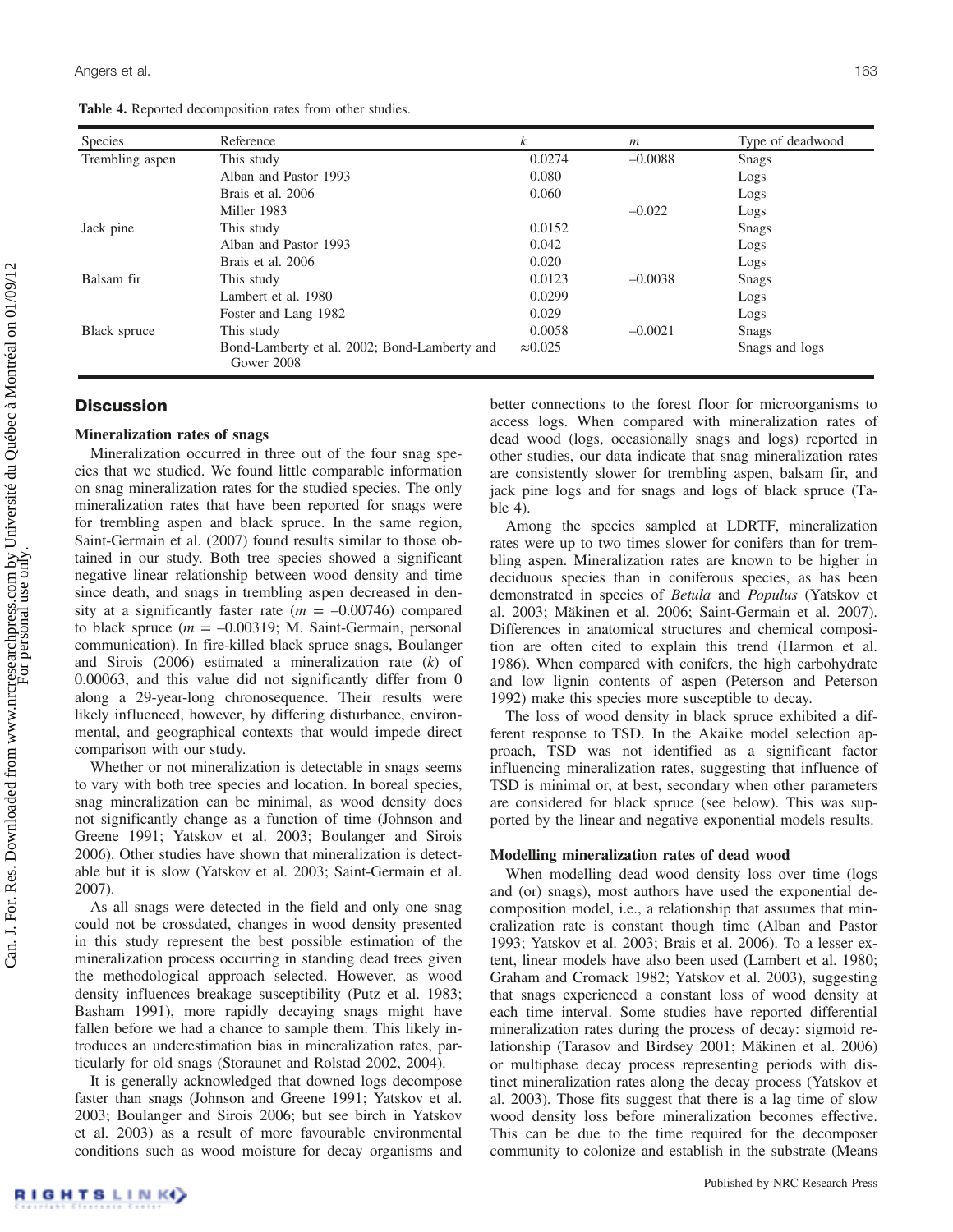**Table 4.** Reported decomposition rates from other studies.

| Species | Reference | $k$ | $m$ | Type of deadwood |
|---|---|---|---|---|
| Trembling aspen | This study | 0.0274 | –0.0088 | Snags |
| | Alban and Pastor 1993 | 0.080 | | Logs |
| | Brais et al. 2006 | 0.060 | | Logs |
| | Miller 1983 | | –0.022 | Logs |
| Jack pine | This study | 0.0152 | | Snags |
| | Alban and Pastor 1993 | 0.042 | | Logs |
| | Brais et al. 2006 | 0.020 | | Logs |
| Balsam fir | This study | 0.0123 | –0.0038 | Snags |
| | Lambert et al. 1980 | 0.0299 | | Logs |
| | Foster and Lang 1982 | 0.029 | | Logs |
| Black spruce | This study | 0.0058 | –0.0021 | Snags |
| | Bond-Lamberty et al. 2002; Bond-Lamberty and Gower 2008 | ≈0.025 | | Snags and logs |

## Discussion

### Mineralization rates of snags

Mineralization occurred in three out of the four snag species that we studied. We found little comparable information on snag mineralization rates for the studied species. The only mineralization rates that have been reported for snags were for trembling aspen and black spruce. In the same region, Saint-Germain et al. (2007) found results similar to those obtained in our study. Both tree species showed a significant negative linear relationship between wood density and time since death, and snags in trembling aspen decreased in density at a significantly faster rate ($m$ = –0.00746) compared to black spruce ($m$ = –0.00319; M. Saint-Germain, personal communication). In fire-killed black spruce snags, Boulanger and Sirois (2006) estimated a mineralization rate ($k$) of 0.00063, and this value did not significantly differ from 0 along a 29-year-long chronosequence. Their results were likely influenced, however, by differing disturbance, environmental, and geographical contexts that would impede direct comparison with our study.

Whether or not mineralization is detectable in snags seems to vary with both tree species and location. In boreal species, snag mineralization can be minimal, as wood density does not significantly change as a function of time (Johnson and Greene 1991; Yatskov et al. 2003; Boulanger and Sirois 2006). Other studies have shown that mineralization is detectable but it is slow (Yatskov et al. 2003; Saint-Germain et al. 2007).

As all snags were detected in the field and only one snag could not be crossdated, changes in wood density presented in this study represent the best possible estimation of the mineralization process occurring in standing dead trees given the methodological approach selected. However, as wood density influences breakage susceptibility (Putz et al. 1983; Basham 1991), more rapidly decaying snags might have fallen before we had a chance to sample them. This likely introduces an underestimation bias in mineralization rates, particularly for old snags (Storaunet and Rolstad 2002, 2004).

It is generally acknowledged that downed logs decompose faster than snags (Johnson and Greene 1991; Yatskov et al. 2003; Boulanger and Sirois 2006; but see birch in Yatskov et al. 2003) as a result of more favourable environmental conditions such as wood moisture for decay organisms and better connections to the forest floor for microorganisms to access logs. When compared with mineralization rates of dead wood (logs, occasionally snags and logs) reported in other studies, our data indicate that snag mineralization rates are consistently slower for trembling aspen, balsam fir, and jack pine logs and for snags and logs of black spruce (Table 4).

Among the species sampled at LDRTF, mineralization rates were up to two times slower for conifers than for trembling aspen. Mineralization rates are known to be higher in deciduous species than in coniferous species, as has been demonstrated in species of *Betula* and *Populus* (Yatskov et al. 2003; Mäkinen et al. 2006; Saint-Germain et al. 2007). Differences in anatomical structures and chemical composition are often cited to explain this trend (Harmon et al. 1986). When compared with conifers, the high carbohydrate and low lignin contents of aspen (Peterson and Peterson 1992) make this species more susceptible to decay.

The loss of wood density in black spruce exhibited a different response to TSD. In the Akaike model selection approach, TSD was not identified as a significant factor influencing mineralization rates, suggesting that influence of TSD is minimal or, at best, secondary when other parameters are considered for black spruce (see below). This was supported by the linear and negative exponential models results.

### Modelling mineralization rates of dead wood

When modelling dead wood density loss over time (logs and (or) snags), most authors have used the exponential decomposition model, i.e., a relationship that assumes that mineralization rate is constant though time (Alban and Pastor 1993; Yatskov et al. 2003; Brais et al. 2006). To a lesser extent, linear models have also been used (Lambert et al. 1980; Graham and Cromack 1982; Yatskov et al. 2003), suggesting that snags experienced a constant loss of wood density at each time interval. Some studies have reported differential mineralization rates during the process of decay: sigmoid relationship (Tarasov and Birdsey 2001; Mäkinen et al. 2006) or multiphase decay process representing periods with distinct mineralization rates along the decay process (Yatskov et al. 2003). Those fits suggest that there is a lag time of slow wood density loss before mineralization becomes effective. This can be due to the time required for the decomposer community to colonize and establish in the substrate (Means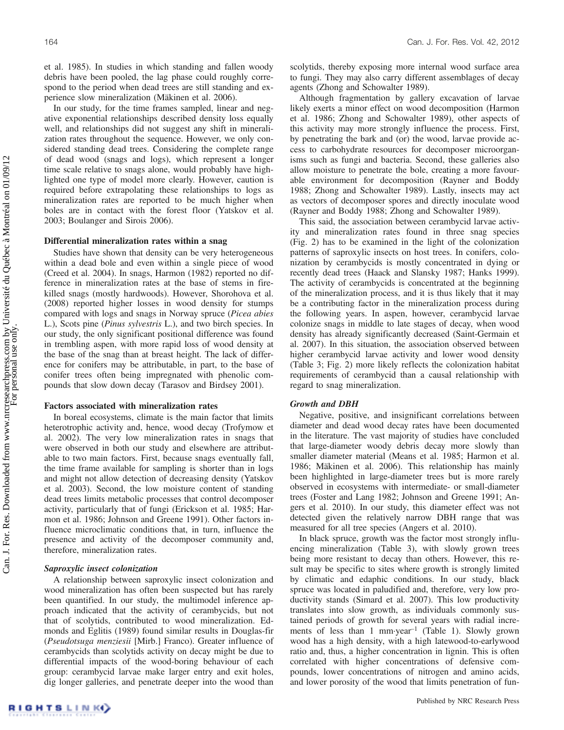et al. 1985). In studies in which standing and fallen woody debris have been pooled, the lag phase could roughly correspond to the period when dead trees are still standing and experience slow mineralization (Mäkinen et al. 2006).

In our study, for the time frames sampled, linear and negative exponential relationships described density loss equally well, and relationships did not suggest any shift in mineralization rates throughout the sequence. However, we only considered standing dead trees. Considering the complete range of dead wood (snags and logs), which represent a longer time scale relative to snags alone, would probably have highlighted one type of model more clearly. However, caution is required before extrapolating these relationships to logs as mineralization rates are reported to be much higher when boles are in contact with the forest floor (Yatskov et al. 2003; Boulanger and Sirois 2006).

### Differential mineralization rates within a snag

Studies have shown that density can be very heterogeneous within a dead bole and even within a single piece of wood (Creed et al. 2004). In snags, Harmon (1982) reported no difference in mineralization rates at the base of stems in fire-killed snags (mostly hardwoods). However, Shorohova et al. (2008) reported higher losses in wood density for stumps compared with logs and snags in Norway spruce (*Picea abies* L.), Scots pine (*Pinus sylvestris* L.), and two birch species. In our study, the only significant positional difference was found in trembling aspen, with more rapid loss of wood density at the base of the snag than at breast height. The lack of difference for conifers may be attributable, in part, to the base of conifer trees often being impregnated with phenolic compounds that slow down decay (Tarasov and Birdsey 2001).

### Factors associated with mineralization rates

In boreal ecosystems, climate is the main factor that limits heterotrophic activity and, hence, wood decay (Trofymow et al. 2002). The very low mineralization rates in snags that were observed in both our study and elsewhere are attributable to two main factors. First, because snags eventually fall, the time frame available for sampling is shorter than in logs and might not allow detection of decreasing density (Yatskov et al. 2003). Second, the low moisture content of standing dead trees limits metabolic processes that control decomposer activity, particularly that of fungi (Erickson et al. 1985; Harmon et al. 1986; Johnson and Greene 1991). Other factors influence microclimatic conditions that, in turn, influence the presence and activity of the decomposer community and, therefore, mineralization rates.

#### *Saproxylic insect colonization*

A relationship between saproxylic insect colonization and wood mineralization has often been suspected but has rarely been quantified. In our study, the multimodel inference approach indicated that the activity of cerambycids, but not that of scolytids, contributed to wood mineralization. Edmonds and Eglitis (1989) found similar results in Douglas-fir (*Pseudotsuga menziesii* [Mirb.] Franco). Greater influence of cerambycids than scolytids activity on decay might be due to differential impacts of the wood-boring behaviour of each group: cerambycid larvae make larger entry and exit holes, dig longer galleries, and penetrate deeper into the wood than scolytids, thereby exposing more internal wood surface area to fungi. They may also carry different assemblages of decay agents (Zhong and Schowalter 1989).

Although fragmentation by gallery excavation of larvae likely exerts a minor effect on wood decomposition (Harmon et al. 1986; Zhong and Schowalter 1989), other aspects of this activity may more strongly influence the process. First, by penetrating the bark and (or) the wood, larvae provide access to carbohydrate resources for decomposer microorganisms such as fungi and bacteria. Second, these galleries also allow moisture to penetrate the bole, creating a more favourable environment for decomposition (Rayner and Boddy 1988; Zhong and Schowalter 1989). Lastly, insects may act as vectors of decomposer spores and directly inoculate wood (Rayner and Boddy 1988; Zhong and Schowalter 1989).

This said, the association between cerambycid larvae activity and mineralization rates found in three snag species (Fig. 2) has to be examined in the light of the colonization patterns of saproxylic insects on host trees. In conifers, colonization by cerambycids is mostly concentrated in dying or recently dead trees (Haack and Slansky 1987; Hanks 1999). The activity of cerambycids is concentrated at the beginning of the mineralization process, and it is thus likely that it may be a contributing factor in the mineralization process during the following years. In aspen, however, cerambycid larvae colonize snags in middle to late stages of decay, when wood density has already significantly decreased (Saint-Germain et al. 2007). In this situation, the association observed between higher cerambycid larvae activity and lower wood density (Table 3; Fig. 2) more likely reflects the colonization habitat requirements of cerambycid than a causal relationship with regard to snag mineralization.

#### *Growth and DBH*

Negative, positive, and insignificant correlations between diameter and dead wood decay rates have been documented in the literature. The vast majority of studies have concluded that large-diameter woody debris decay more slowly than smaller diameter material (Means et al. 1985; Harmon et al. 1986; Mäkinen et al. 2006). This relationship has mainly been highlighted in large-diameter trees but is more rarely observed in ecosystems with intermediate- or small-diameter trees (Foster and Lang 1982; Johnson and Greene 1991; Angers et al. 2010). In our study, this diameter effect was not detected given the relatively narrow DBH range that was measured for all tree species (Angers et al. 2010).

In black spruce, growth was the factor most strongly influencing mineralization (Table 3), with slowly grown trees being more resistant to decay than others. However, this result may be specific to sites where growth is strongly limited by climatic and edaphic conditions. In our study, black spruce was located in paludified and, therefore, very low productivity stands (Simard et al. 2007). This low productivity translates into slow growth, as individuals commonly sustained periods of growth for several years with radial increments of less than 1 mm·year$^{-1}$ (Table 1). Slowly grown wood has a high density, with a high latewood-to-earlywood ratio and, thus, a higher concentration in lignin. This is often correlated with higher concentrations of defensive compounds, lower concentrations of nitrogen and amino acids, and lower porosity of the wood that limits penetration of fun-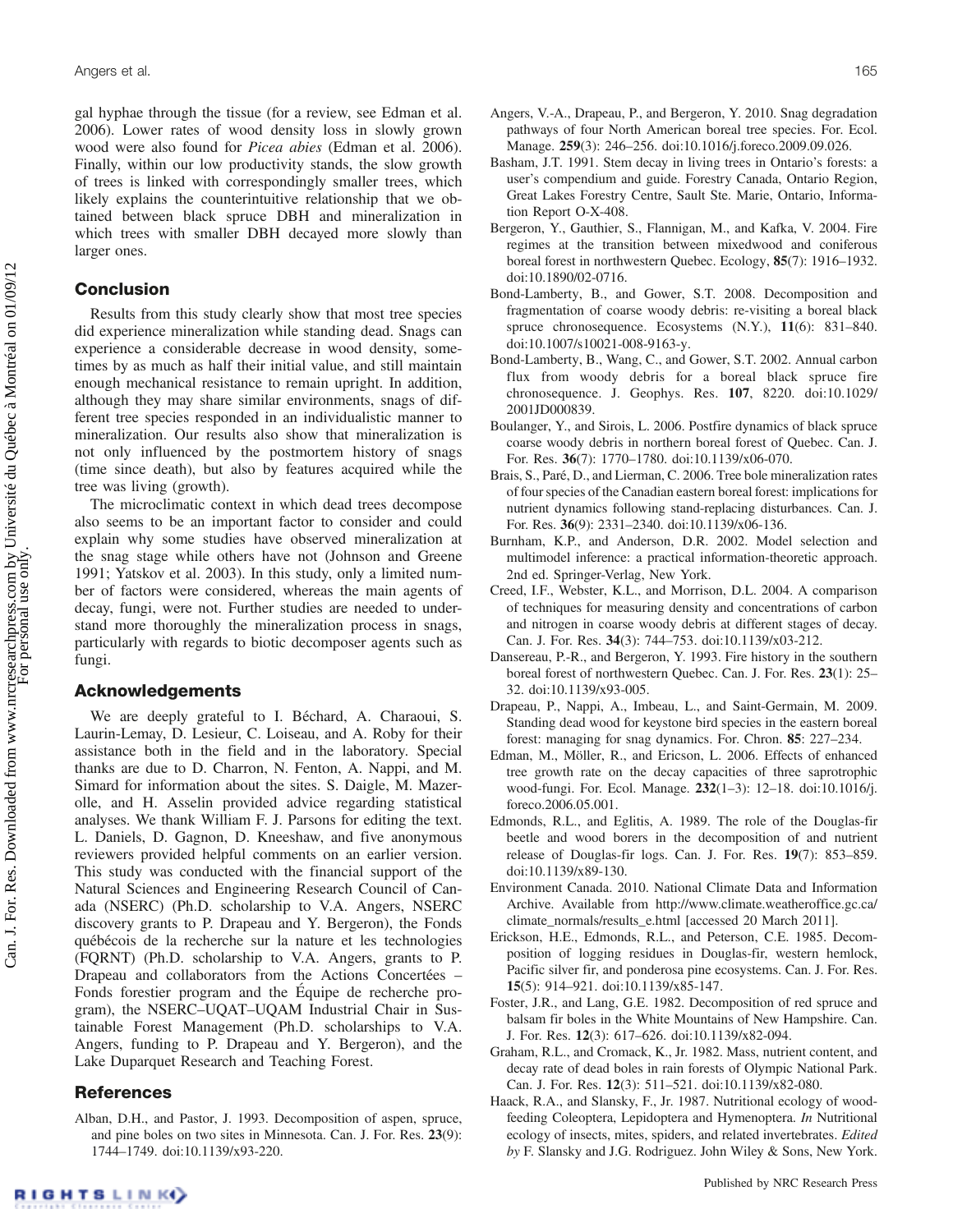gal hyphae through the tissue (for a review, see Edman et al. 2006). Lower rates of wood density loss in slowly grown wood were also found for *Picea abies* (Edman et al. 2006). Finally, within our low productivity stands, the slow growth of trees is linked with correspondingly smaller trees, which likely explains the counterintuitive relationship that we obtained between black spruce DBH and mineralization in which trees with smaller DBH decayed more slowly than larger ones.

## Conclusion

Results from this study clearly show that most tree species did experience mineralization while standing dead. Snags can experience a considerable decrease in wood density, sometimes by as much as half their initial value, and still maintain enough mechanical resistance to remain upright. In addition, although they may share similar environments, snags of different tree species responded in an individualistic manner to mineralization. Our results also show that mineralization is not only influenced by the postmortem history of snags (time since death), but also by features acquired while the tree was living (growth).

The microclimatic context in which dead trees decompose also seems to be an important factor to consider and could explain why some studies have observed mineralization at the snag stage while others have not (Johnson and Greene 1991; Yatskov et al. 2003). In this study, only a limited number of factors were considered, whereas the main agents of decay, fungi, were not. Further studies are needed to understand more thoroughly the mineralization process in snags, particularly with regards to biotic decomposer agents such as fungi.

## Acknowledgements

We are deeply grateful to I. Béchard, A. Charaoui, S. Laurin-Lemay, D. Lesieur, C. Loiseau, and A. Roby for their assistance both in the field and in the laboratory. Special thanks are due to D. Charron, N. Fenton, A. Nappi, and M. Simard for information about the sites. S. Daigle, M. Mazerolle, and H. Asselin provided advice regarding statistical analyses. We thank William F. J. Parsons for editing the text. L. Daniels, D. Gagnon, D. Kneeshaw, and five anonymous reviewers provided helpful comments on an earlier version. This study was conducted with the financial support of the Natural Sciences and Engineering Research Council of Canada (NSERC) (Ph.D. scholarship to V.A. Angers, NSERC discovery grants to P. Drapeau and Y. Bergeron), the Fonds québécois de la recherche sur la nature et les technologies (FQRNT) (Ph.D. scholarship to V.A. Angers, grants to P. Drapeau and collaborators from the Actions Concertées – Fonds forestier program and the Équipe de recherche program), the NSERC–UQAT–UQAM Industrial Chair in Sustainable Forest Management (Ph.D. scholarships to V.A. Angers, funding to P. Drapeau and Y. Bergeron), and the Lake Duparquet Research and Teaching Forest.

## References

Alban, D.H., and Pastor, J. 1993. Decomposition of aspen, spruce, and pine boles on two sites in Minnesota. Can. J. For. Res. **23**(9): 1744–1749. doi:10.1139/x93-220.

Angers, V.-A., Drapeau, P., and Bergeron, Y. 2010. Snag degradation pathways of four North American boreal tree species. For. Ecol. Manage. **259**(3): 246–256. doi:10.1016/j.foreco.2009.09.026.

Basham, J.T. 1991. Stem decay in living trees in Ontario's forests: a user's compendium and guide. Forestry Canada, Ontario Region, Great Lakes Forestry Centre, Sault Ste. Marie, Ontario, Information Report O-X-408.

Bergeron, Y., Gauthier, S., Flannigan, M., and Kafka, V. 2004. Fire regimes at the transition between mixedwood and coniferous boreal forest in northwestern Quebec. Ecology, **85**(7): 1916–1932. doi:10.1890/02-0716.

Bond-Lamberty, B., and Gower, S.T. 2008. Decomposition and fragmentation of coarse woody debris: re-visiting a boreal black spruce chronosequence. Ecosystems (N.Y.), **11**(6): 831–840. doi:10.1007/s10021-008-9163-y.

Bond-Lamberty, B., Wang, C., and Gower, S.T. 2002. Annual carbon flux from woody debris for a boreal black spruce fire chronosequence. J. Geophys. Res. **107**, 8220. doi:10.1029/2001JD000839.

Boulanger, Y., and Sirois, L. 2006. Postfire dynamics of black spruce coarse woody debris in northern boreal forest of Quebec. Can. J. For. Res. **36**(7): 1770–1780. doi:10.1139/x06-070.

Brais, S., Paré, D., and Lierman, C. 2006. Tree bole mineralization rates of four species of the Canadian eastern boreal forest: implications for nutrient dynamics following stand-replacing disturbances. Can. J. For. Res. **36**(9): 2331–2340. doi:10.1139/x06-136.

Burnham, K.P., and Anderson, D.R. 2002. Model selection and multimodel inference: a practical information-theoretic approach. 2nd ed. Springer-Verlag, New York.

Creed, I.F., Webster, K.L., and Morrison, D.L. 2004. A comparison of techniques for measuring density and concentrations of carbon and nitrogen in coarse woody debris at different stages of decay. Can. J. For. Res. **34**(3): 744–753. doi:10.1139/x03-212.

Dansereau, P.-R., and Bergeron, Y. 1993. Fire history in the southern boreal forest of northwestern Quebec. Can. J. For. Res. **23**(1): 25–32. doi:10.1139/x93-005.

Drapeau, P., Nappi, A., Imbeau, L., and Saint-Germain, M. 2009. Standing dead wood for keystone bird species in the eastern boreal forest: managing for snag dynamics. For. Chron. **85**: 227–234.

Edman, M., Möller, R., and Ericson, L. 2006. Effects of enhanced tree growth rate on the decay capacities of three saprotrophic wood-fungi. For. Ecol. Manage. **232**(1–3): 12–18. doi:10.1016/j.foreco.2006.05.001.

Edmonds, R.L., and Eglitis, A. 1989. The role of the Douglas-fir beetle and wood borers in the decomposition of and nutrient release of Douglas-fir logs. Can. J. For. Res. **19**(7): 853–859. doi:10.1139/x89-130.

Environment Canada. 2010. National Climate Data and Information Archive. Available from http://www.climate.weatheroffice.gc.ca/climate_normals/results_e.html [accessed 20 March 2011].

Erickson, H.E., Edmonds, R.L., and Peterson, C.E. 1985. Decomposition of logging residues in Douglas-fir, western hemlock, Pacific silver fir, and ponderosa pine ecosystems. Can. J. For. Res. **15**(5): 914–921. doi:10.1139/x85-147.

Foster, J.R., and Lang, G.E. 1982. Decomposition of red spruce and balsam fir boles in the White Mountains of New Hampshire. Can. J. For. Res. **12**(3): 617–626. doi:10.1139/x82-094.

Graham, R.L., and Cromack, K., Jr. 1982. Mass, nutrient content, and decay rate of dead boles in rain forests of Olympic National Park. Can. J. For. Res. **12**(3): 511–521. doi:10.1139/x82-080.

Haack, R.A., and Slansky, F., Jr. 1987. Nutritional ecology of wood-feeding Coleoptera, Lepidoptera and Hymenoptera. *In* Nutritional ecology of insects, mites, spiders, and related invertebrates. *Edited by* F. Slansky and J.G. Rodriguez. John Wiley & Sons, New York.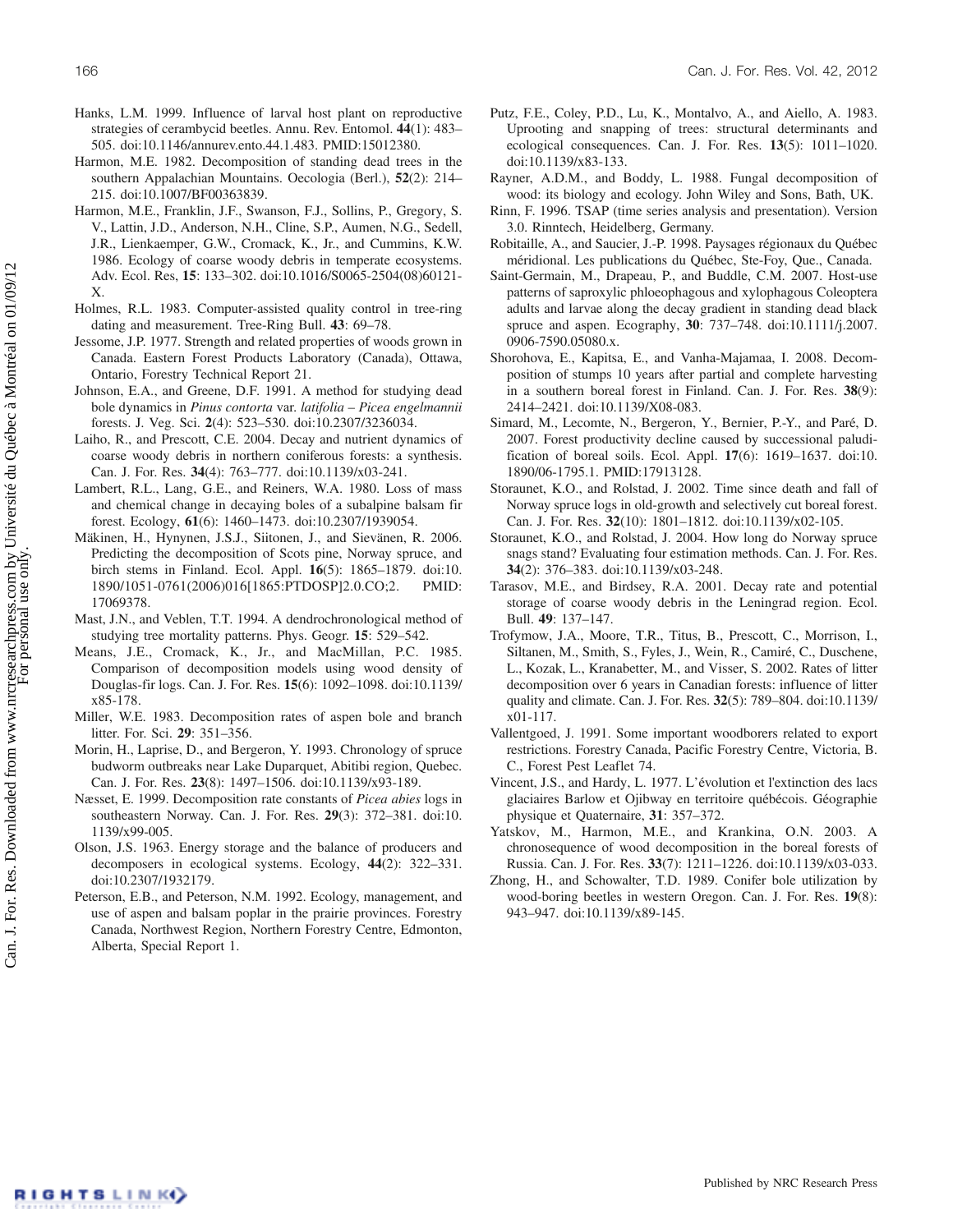Hanks, L.M. 1999. Influence of larval host plant on reproductive strategies of cerambycid beetles. Annu. Rev. Entomol. **44**(1): 483–505. doi:10.1146/annurev.ento.44.1.483. PMID:15012380.

Harmon, M.E. 1982. Decomposition of standing dead trees in the southern Appalachian Mountains. Oecologia (Berl.), **52**(2): 214–215. doi:10.1007/BF00363839.

Harmon, M.E., Franklin, J.F., Swanson, F.J., Sollins, P., Gregory, S. V., Lattin, J.D., Anderson, N.H., Cline, S.P., Aumen, N.G., Sedell, J.R., Lienkaemper, G.W., Cromack, K., Jr., and Cummins, K.W. 1986. Ecology of coarse woody debris in temperate ecosystems. Adv. Ecol. Res, **15**: 133–302. doi:10.1016/S0065-2504(08)60121-X.

Holmes, R.L. 1983. Computer-assisted quality control in tree-ring dating and measurement. Tree-Ring Bull. **43**: 69–78.

Jessome, J.P. 1977. Strength and related properties of woods grown in Canada. Eastern Forest Products Laboratory (Canada), Ottawa, Ontario, Forestry Technical Report 21.

Johnson, E.A., and Greene, D.F. 1991. A method for studying dead bole dynamics in *Pinus contorta* var. *latifolia – Picea engelmannii* forests. J. Veg. Sci. **2**(4): 523–530. doi:10.2307/3236034.

Laiho, R., and Prescott, C.E. 2004. Decay and nutrient dynamics of coarse woody debris in northern coniferous forests: a synthesis. Can. J. For. Res. **34**(4): 763–777. doi:10.1139/x03-241.

Lambert, R.L., Lang, G.E., and Reiners, W.A. 1980. Loss of mass and chemical change in decaying boles of a subalpine balsam fir forest. Ecology, **61**(6): 1460–1473. doi:10.2307/1939054.

Mäkinen, H., Hynynen, J.S.J., Siitonen, J., and Sievänen, R. 2006. Predicting the decomposition of Scots pine, Norway spruce, and birch stems in Finland. Ecol. Appl. **16**(5): 1865–1879. doi:10.1890/1051-0761(2006)016[1865:PTDOSP]2.0.CO;2. PMID:17069378.

Mast, J.N., and Veblen, T.T. 1994. A dendrochronological method of studying tree mortality patterns. Phys. Geogr. **15**: 529–542.

Means, J.E., Cromack, K., Jr., and MacMillan, P.C. 1985. Comparison of decomposition models using wood density of Douglas-fir logs. Can. J. For. Res. **15**(6): 1092–1098. doi:10.1139/x85-178.

Miller, W.E. 1983. Decomposition rates of aspen bole and branch litter. For. Sci. **29**: 351–356.

Morin, H., Laprise, D., and Bergeron, Y. 1993. Chronology of spruce budworm outbreaks near Lake Duparquet, Abitibi region, Quebec. Can. J. For. Res. **23**(8): 1497–1506. doi:10.1139/x93-189.

Næsset, E. 1999. Decomposition rate constants of *Picea abies* logs in southeastern Norway. Can. J. For. Res. **29**(3): 372–381. doi:10.1139/x99-005.

Olson, J.S. 1963. Energy storage and the balance of producers and decomposers in ecological systems. Ecology, **44**(2): 322–331. doi:10.2307/1932179.

Peterson, E.B., and Peterson, N.M. 1992. Ecology, management, and use of aspen and balsam poplar in the prairie provinces. Forestry Canada, Northwest Region, Northern Forestry Centre, Edmonton, Alberta, Special Report 1.

Putz, F.E., Coley, P.D., Lu, K., Montalvo, A., and Aiello, A. 1983. Uprooting and snapping of trees: structural determinants and ecological consequences. Can. J. For. Res. **13**(5): 1011–1020. doi:10.1139/x83-133.

Rayner, A.D.M., and Boddy, L. 1988. Fungal decomposition of wood: its biology and ecology. John Wiley and Sons, Bath, UK.

Rinn, F. 1996. TSAP (time series analysis and presentation). Version 3.0. Rinntech, Heidelberg, Germany.

Robitaille, A., and Saucier, J.-P. 1998. Paysages régionaux du Québec méridional. Les publications du Québec, Ste-Foy, Que., Canada.

Saint-Germain, M., Drapeau, P., and Buddle, C.M. 2007. Host-use patterns of saproxylic phloeophagous and xylophagous Coleoptera adults and larvae along the decay gradient in standing dead black spruce and aspen. Ecography, **30**: 737–748. doi:10.1111/j.2007.0906-7590.05080.x.

Shorohova, E., Kapitsa, E., and Vanha-Majamaa, I. 2008. Decomposition of stumps 10 years after partial and complete harvesting in a southern boreal forest in Finland. Can. J. For. Res. **38**(9): 2414–2421. doi:10.1139/X08-083.

Simard, M., Lecomte, N., Bergeron, Y., Bernier, P.-Y., and Paré, D. 2007. Forest productivity decline caused by successional paludification of boreal soils. Ecol. Appl. **17**(6): 1619–1637. doi:10.1890/06-1795.1. PMID:17913128.

Storaunet, K.O., and Rolstad, J. 2002. Time since death and fall of Norway spruce logs in old-growth and selectively cut boreal forest. Can. J. For. Res. **32**(10): 1801–1812. doi:10.1139/x02-105.

Storaunet, K.O., and Rolstad, J. 2004. How long do Norway spruce snags stand? Evaluating four estimation methods. Can. J. For. Res. **34**(2): 376–383. doi:10.1139/x03-248.

Tarasov, M.E., and Birdsey, R.A. 2001. Decay rate and potential storage of coarse woody debris in the Leningrad region. Ecol. Bull. **49**: 137–147.

Trofymow, J.A., Moore, T.R., Titus, B., Prescott, C., Morrison, I., Siltanen, M., Smith, S., Fyles, J., Wein, R., Camiré, C., Duschene, L., Kozak, L., Kranabetter, M., and Visser, S. 2002. Rates of litter decomposition over 6 years in Canadian forests: influence of litter quality and climate. Can. J. For. Res. **32**(5): 789–804. doi:10.1139/x01-117.

Vallentgoed, J. 1991. Some important woodborers related to export restrictions. Forestry Canada, Pacific Forestry Centre, Victoria, B. C., Forest Pest Leaflet 74.

Vincent, J.S., and Hardy, L. 1977. L'évolution et l'extinction des lacs glaciaires Barlow et Ojibway en territoire québécois. Géographie physique et Quaternaire, **31**: 357–372.

Yatskov, M., Harmon, M.E., and Krankina, O.N. 2003. A chronosequence of wood decomposition in the boreal forests of Russia. Can. J. For. Res. **33**(7): 1211–1226. doi:10.1139/x03-033.

Zhong, H., and Schowalter, T.D. 1989. Conifer bole utilization by wood-boring beetles in western Oregon. Can. J. For. Res. **19**(8): 943–947. doi:10.1139/x89-145.